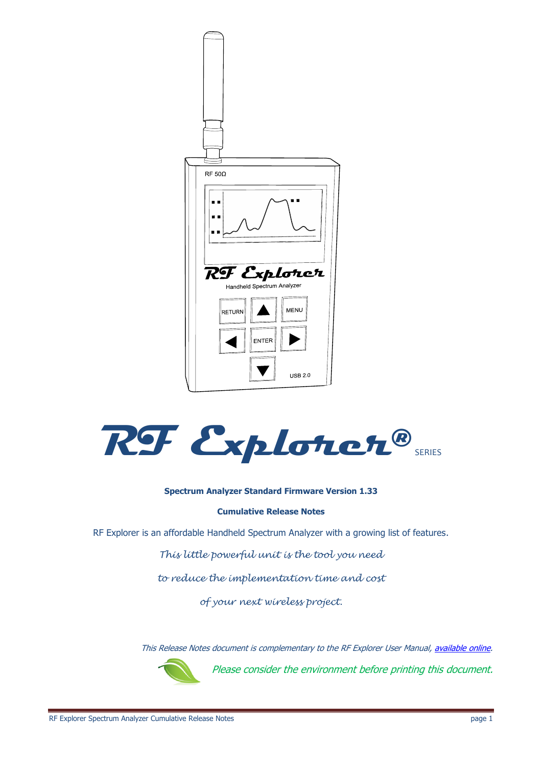# RF Explorer® SERIES

**Spectrum Analyzer Standard Firmware Version 1.33**

**Cumulative Release Notes**

RF Explorer is an affordable Handheld Spectrum Analyzer with a growing list of features.

*This little powerful unit is the tool you need*

*to reduce the implementation time and cost*

*of your next wireless project.*

*This Release Notes document is complementary to the RF Explorer User Manual, available online.*

*Please consider the environment before printing this document.*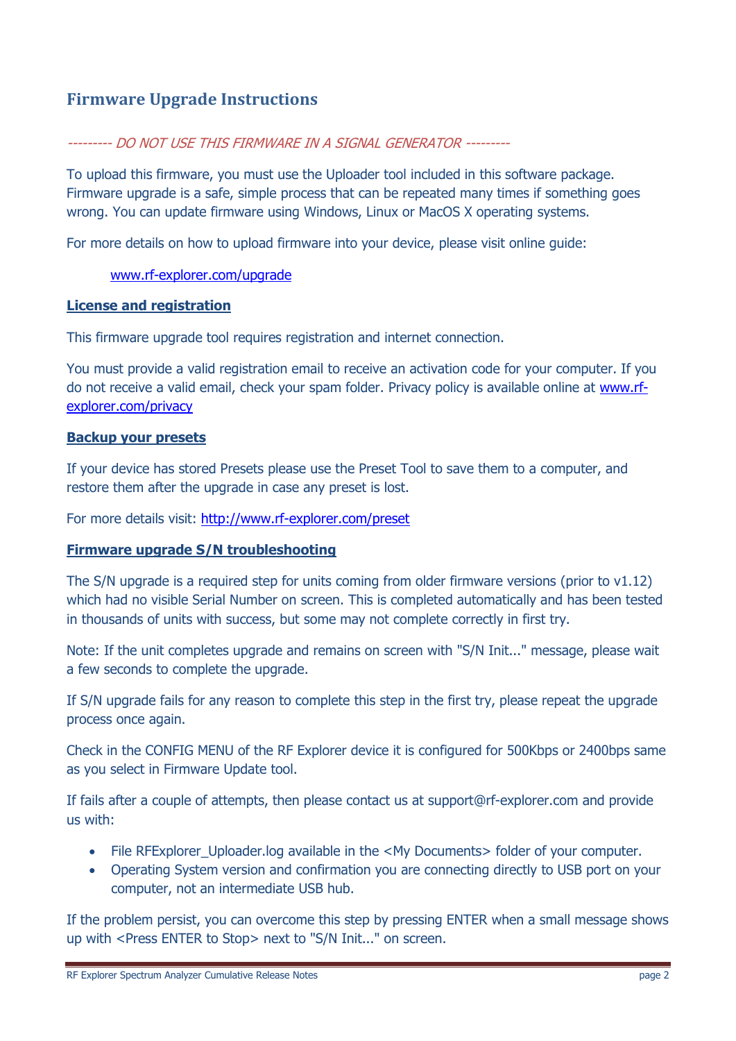## Firmware Upgrade Instructions

*--------- DO NOT USE THIS FIRMWARE IN A SIGNAL GENERATOR ---------*

To upload this firmware, you must use the Uploader tool included in this software package. Firmware upgrade is a safe, simple process that can be repeated many times if something goes wrong. You can update firmware using Windows, Linux or MacOS X operating systems.

For more details on how to upload firmware into your device, please visit online guide:

> [www.rf-explorer.com/upgrade](www.rf-explorer.com/upgrade)

**License and registration**

This firmware upgrade tool requires registration and internet connection.

You must provide a valid registration email to receive an activation code for your computer. If you do not receive a valid email, check your spam folder. Privacy policy is available online at [www.rf-explorer.com/privacy](www.rf-explorer.com/privacy)

**Backup your presets**

If your device has stored Presets please use the Preset Tool to save them to a computer, and restore them after the upgrade in case any preset is lost.

For more details visit: [http://www.rf-explorer.com/preset](http://www.rf-explorer.com/preset)

**Firmware upgrade S/N troubleshooting**

The S/N upgrade is a required step for units coming from older firmware versions (prior to v1.12) which had no visible Serial Number on screen. This is completed automatically and has been tested in thousands of units with success, but some may not complete correctly in first try.

Note: If the unit completes upgrade and remains on screen with "S/N Init..." message, please wait a few seconds to complete the upgrade.

If S/N upgrade fails for any reason to complete this step in the first try, please repeat the upgrade process once again.

Check in the CONFIG MENU of the RF Explorer device it is configured for 500Kbps or 2400bps same as you select in Firmware Update tool.

If fails after a couple of attempts, then please contact us at support@rf-explorer.com and provide us with:

- File RFExplorer_Uploader.log available in the <My Documents> folder of your computer.
- Operating System version and confirmation you are connecting directly to USB port on your computer, not an intermediate USB hub.

If the problem persist, you can overcome this step by pressing ENTER when a small message shows up with <Press ENTER to Stop> next to "S/N Init..." on screen.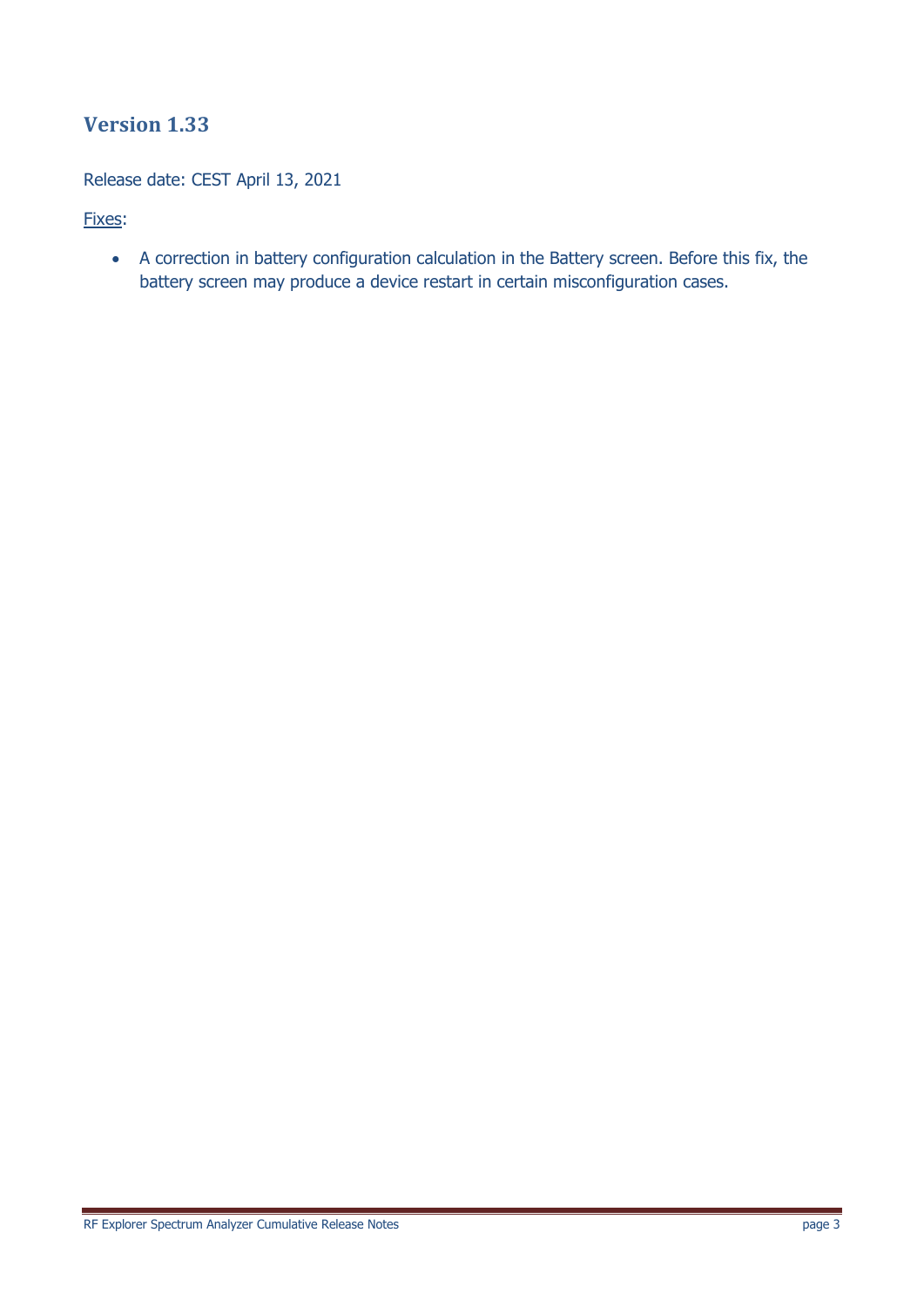## Version 1.33

Release date: CEST April 13, 2021

Fixes:

- A correction in battery configuration calculation in the Battery screen. Before this fix, the battery screen may produce a device restart in certain misconfiguration cases.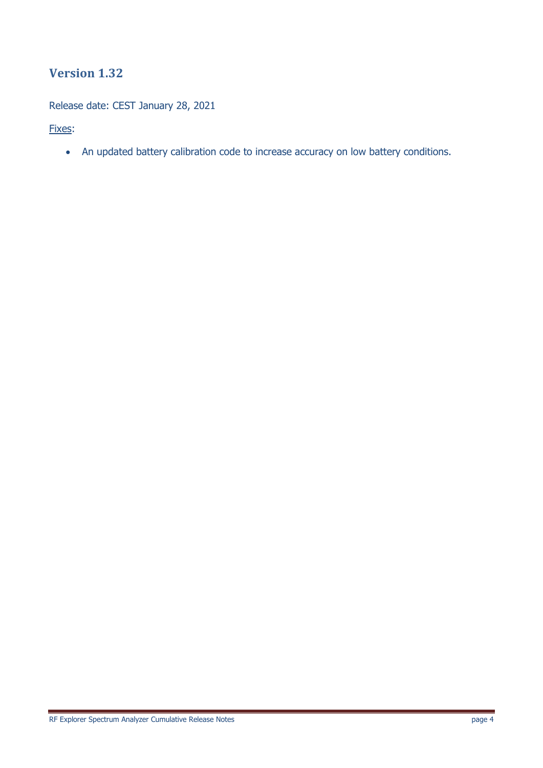## Version 1.32

Release date: CEST January 28, 2021

Fixes:

- An updated battery calibration code to increase accuracy on low battery conditions.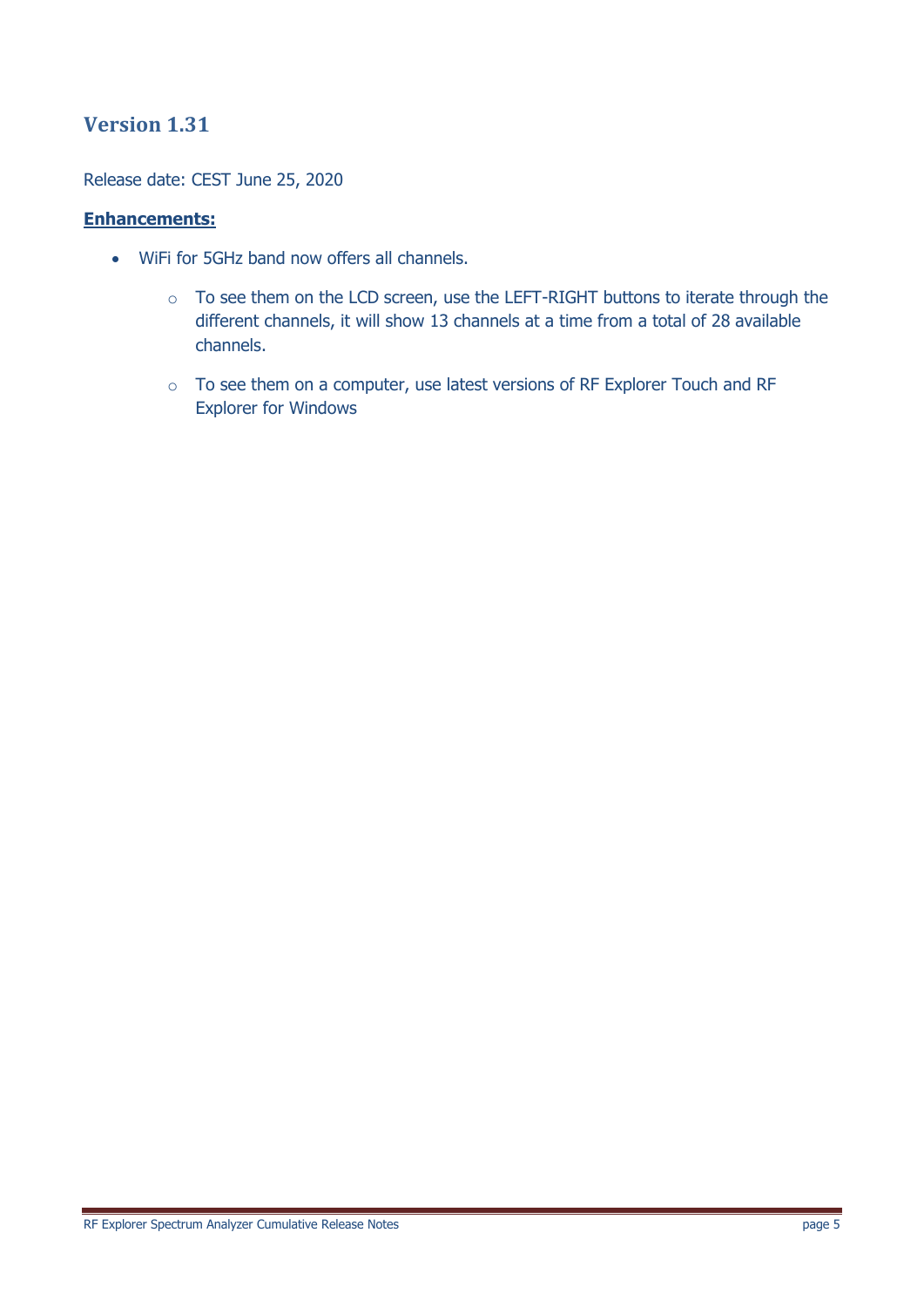## Version 1.31

Release date: CEST June 25, 2020

**Enhancements:**

- WiFi for 5GHz band now offers all channels.
    - To see them on the LCD screen, use the LEFT-RIGHT buttons to iterate through the different channels, it will show 13 channels at a time from a total of 28 available channels.
    - To see them on a computer, use latest versions of RF Explorer Touch and RF Explorer for Windows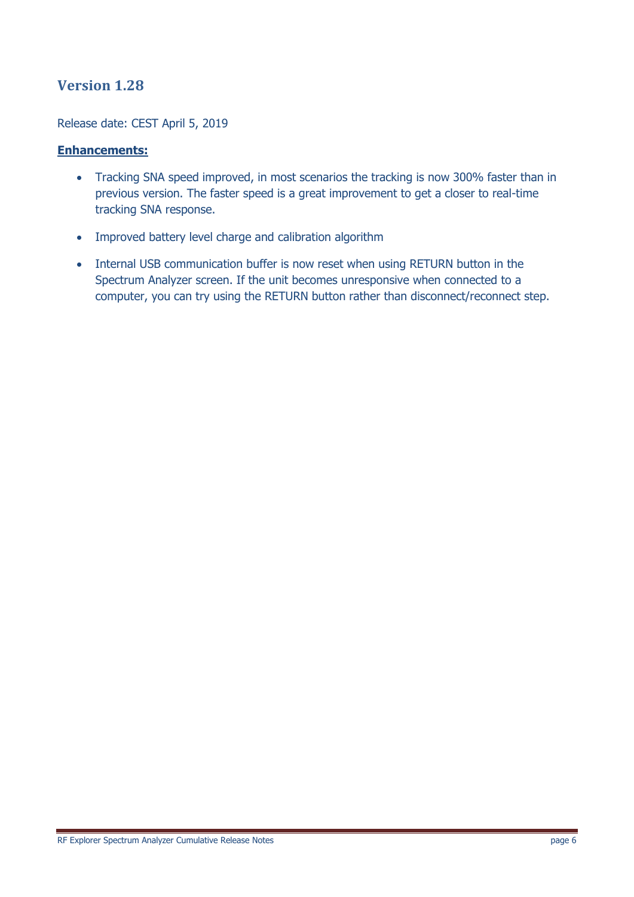## Version 1.28

Release date: CEST April 5, 2019

**Enhancements:**

- Tracking SNA speed improved, in most scenarios the tracking is now 300% faster than in previous version. The faster speed is a great improvement to get a closer to real-time tracking SNA response.
- Improved battery level charge and calibration algorithm
- Internal USB communication buffer is now reset when using RETURN button in the Spectrum Analyzer screen. If the unit becomes unresponsive when connected to a computer, you can try using the RETURN button rather than disconnect/reconnect step.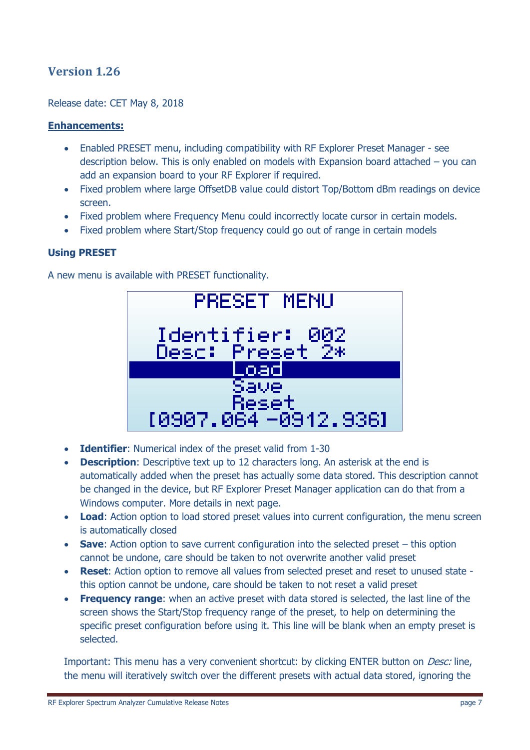## Version 1.26

Release date: CET May 8, 2018

**Enhancements:**

- Enabled PRESET menu, including compatibility with RF Explorer Preset Manager - see description below. This is only enabled on models with Expansion board attached – you can add an expansion board to your RF Explorer if required.
- Fixed problem where large OffsetDB value could distort Top/Bottom dBm readings on device screen.
- Fixed problem where Frequency Menu could incorrectly locate cursor in certain models.
- Fixed problem where Start/Stop frequency could go out of range in certain models

### Using PRESET

A new menu is available with PRESET functionality.

```
PRESET MENU

Identifier: 002
Desc: Preset 2*
Load
Save
Reset
[0907.064 -0912.936]
```

- **Identifier**: Numerical index of the preset valid from 1-30
- **Description**: Descriptive text up to 12 characters long. An asterisk at the end is automatically added when the preset has actually some data stored. This description cannot be changed in the device, but RF Explorer Preset Manager application can do that from a Windows computer. More details in next page.
- **Load**: Action option to load stored preset values into current configuration, the menu screen is automatically closed
- **Save**: Action option to save current configuration into the selected preset – this option cannot be undone, care should be taken to not overwrite another valid preset
- **Reset**: Action option to remove all values from selected preset and reset to unused state - this option cannot be undone, care should be taken to not reset a valid preset
- **Frequency range**: when an active preset with data stored is selected, the last line of the screen shows the Start/Stop frequency range of the preset, to help on determining the specific preset configuration before using it. This line will be blank when an empty preset is selected.

Important: This menu has a very convenient shortcut: by clicking ENTER button on *Desc:* line, the menu will iteratively switch over the different presets with actual data stored, ignoring the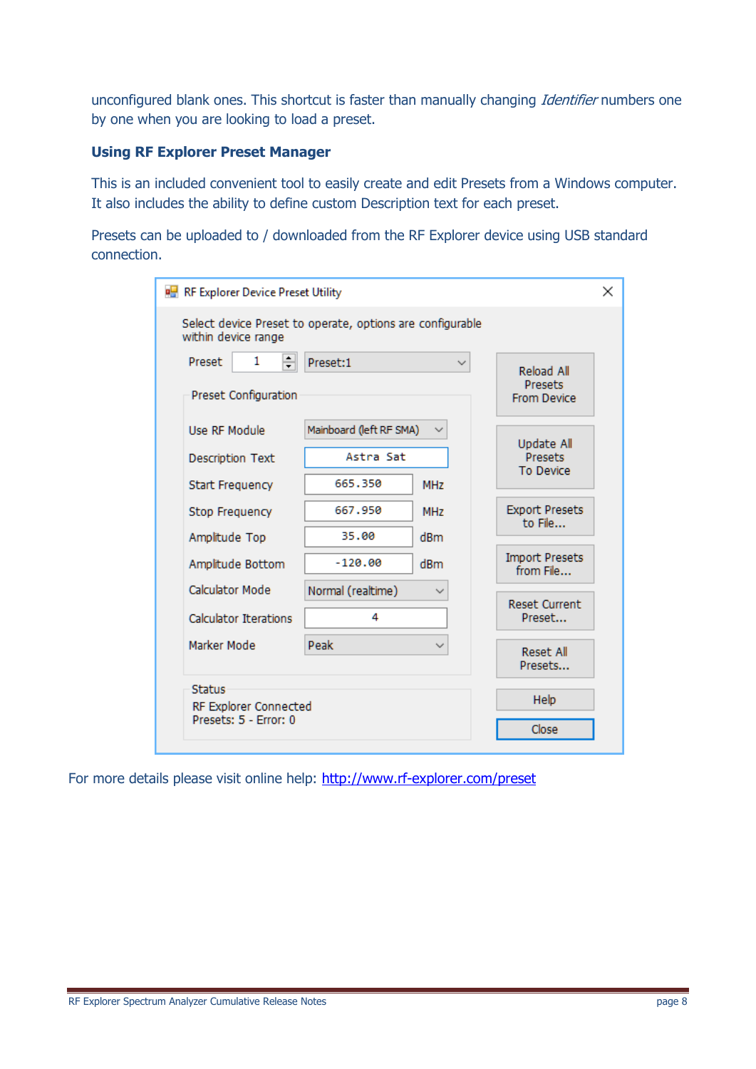unconfigured blank ones. This shortcut is faster than manually changing *Identifier* numbers one by one when you are looking to load a preset.

### Using RF Explorer Preset Manager

This is an included convenient tool to easily create and edit Presets from a Windows computer. It also includes the ability to define custom Description text for each preset.

Presets can be uploaded to / downloaded from the RF Explorer device using USB standard connection.

For more details please visit online help: [http://www.rf-explorer.com/preset](http://www.rf-explorer.com/preset)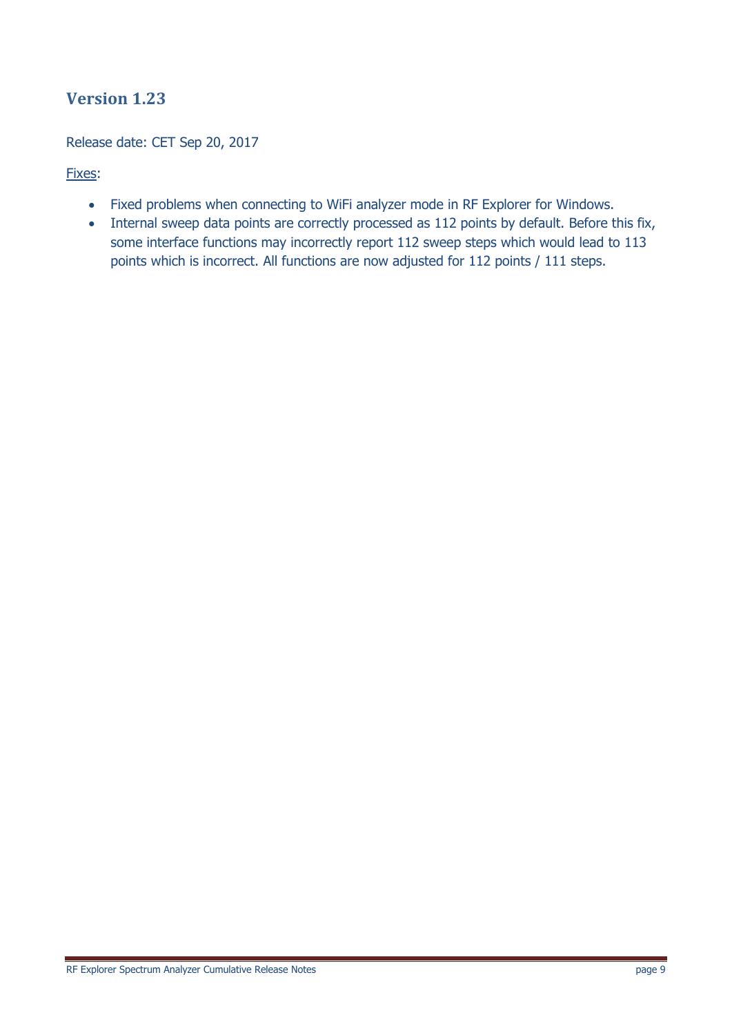## Version 1.23

Release date: CET Sep 20, 2017

Fixes:

- Fixed problems when connecting to WiFi analyzer mode in RF Explorer for Windows.
- Internal sweep data points are correctly processed as 112 points by default. Before this fix, some interface functions may incorrectly report 112 sweep steps which would lead to 113 points which is incorrect. All functions are now adjusted for 112 points / 111 steps.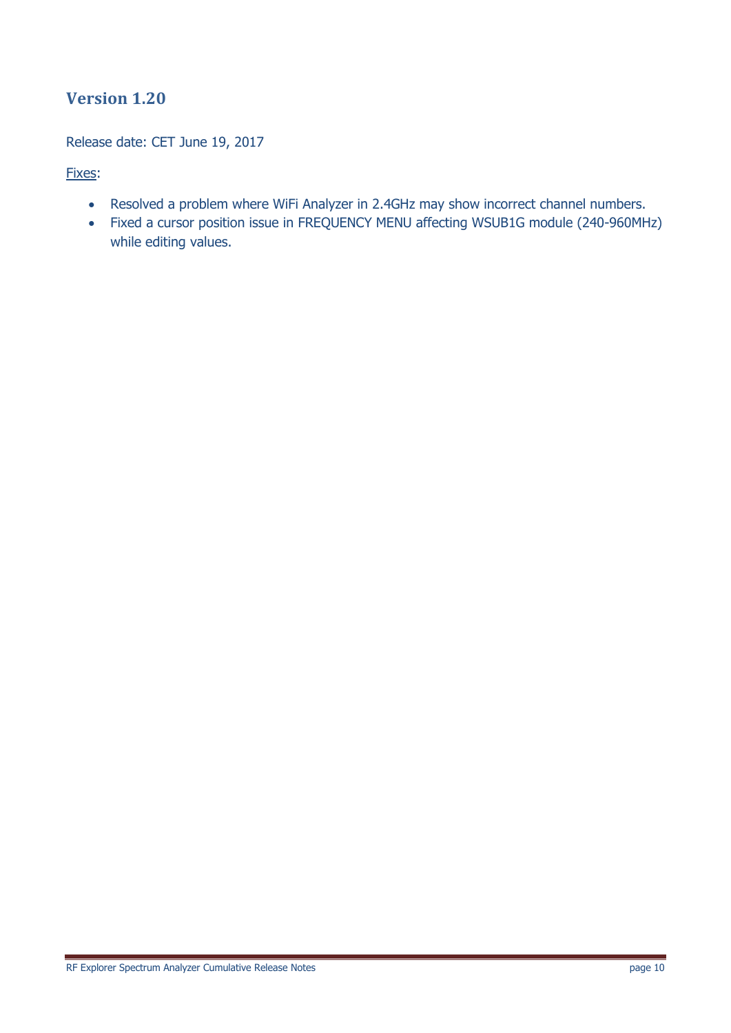## Version 1.20

Release date: CET June 19, 2017

Fixes:

- Resolved a problem where WiFi Analyzer in 2.4GHz may show incorrect channel numbers.
- Fixed a cursor position issue in FREQUENCY MENU affecting WSUB1G module (240-960MHz) while editing values.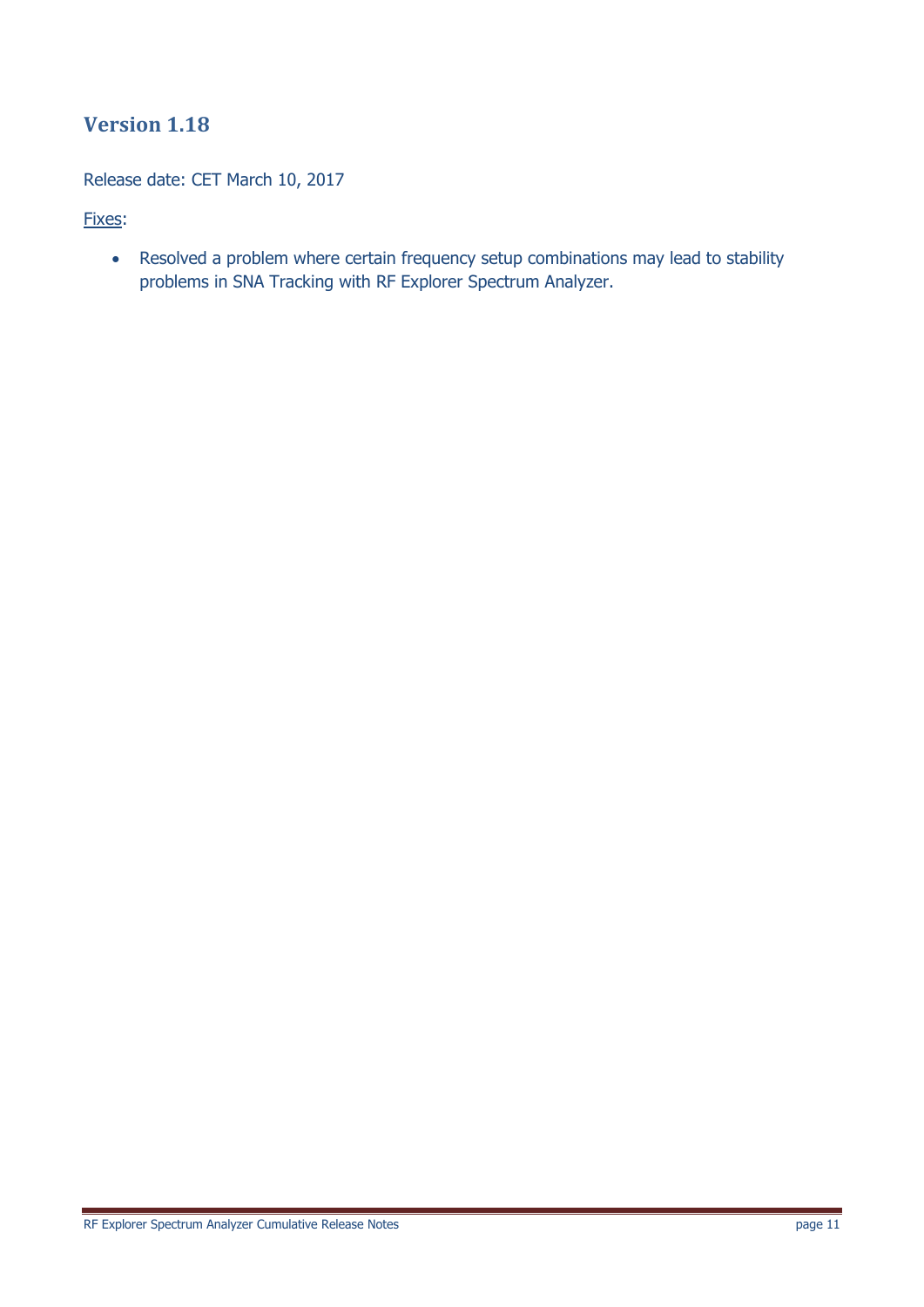## Version 1.18

Release date: CET March 10, 2017

Fixes:

- Resolved a problem where certain frequency setup combinations may lead to stability problems in SNA Tracking with RF Explorer Spectrum Analyzer.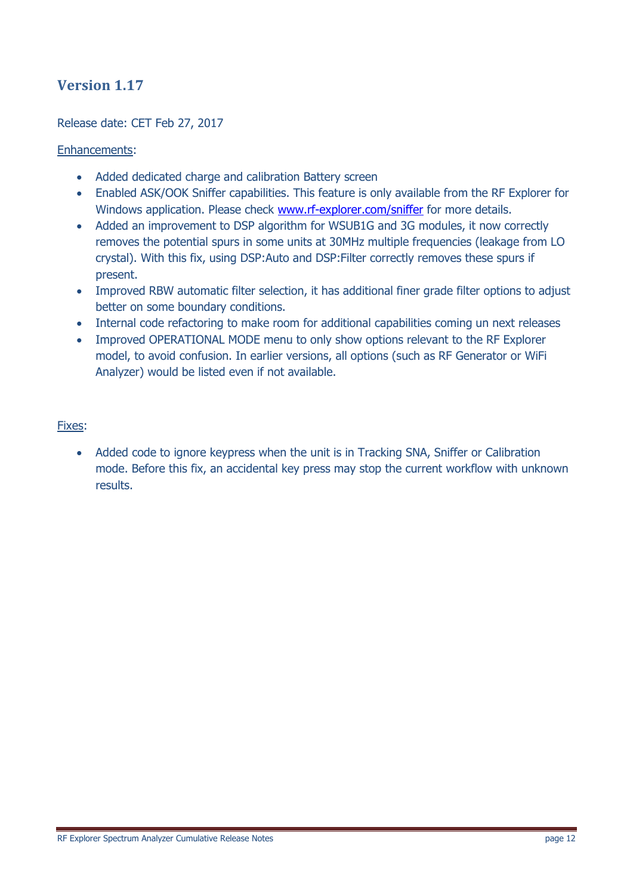## Version 1.17

Release date: CET Feb 27, 2017

Enhancements:

- Added dedicated charge and calibration Battery screen
- Enabled ASK/OOK Sniffer capabilities. This feature is only available from the RF Explorer for Windows application. Please check [www.rf-explorer.com/sniffer](www.rf-explorer.com/sniffer) for more details.
- Added an improvement to DSP algorithm for WSUB1G and 3G modules, it now correctly removes the potential spurs in some units at 30MHz multiple frequencies (leakage from LO crystal). With this fix, using DSP:Auto and DSP:Filter correctly removes these spurs if present.
- Improved RBW automatic filter selection, it has additional finer grade filter options to adjust better on some boundary conditions.
- Internal code refactoring to make room for additional capabilities coming un next releases
- Improved OPERATIONAL MODE menu to only show options relevant to the RF Explorer model, to avoid confusion. In earlier versions, all options (such as RF Generator or WiFi Analyzer) would be listed even if not available.

Fixes:

- Added code to ignore keypress when the unit is in Tracking SNA, Sniffer or Calibration mode. Before this fix, an accidental key press may stop the current workflow with unknown results.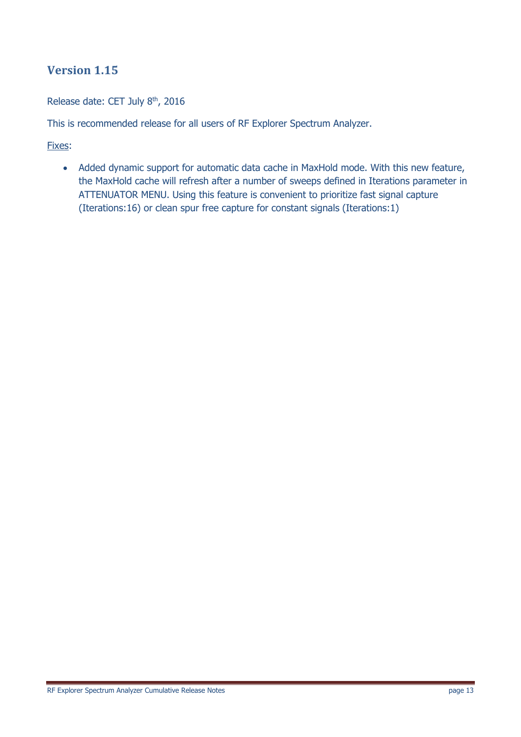## Version 1.15

Release date: CET July 8th, 2016

This is recommended release for all users of RF Explorer Spectrum Analyzer.

Fixes:

- Added dynamic support for automatic data cache in MaxHold mode. With this new feature, the MaxHold cache will refresh after a number of sweeps defined in Iterations parameter in ATTENUATOR MENU. Using this feature is convenient to prioritize fast signal capture (Iterations:16) or clean spur free capture for constant signals (Iterations:1)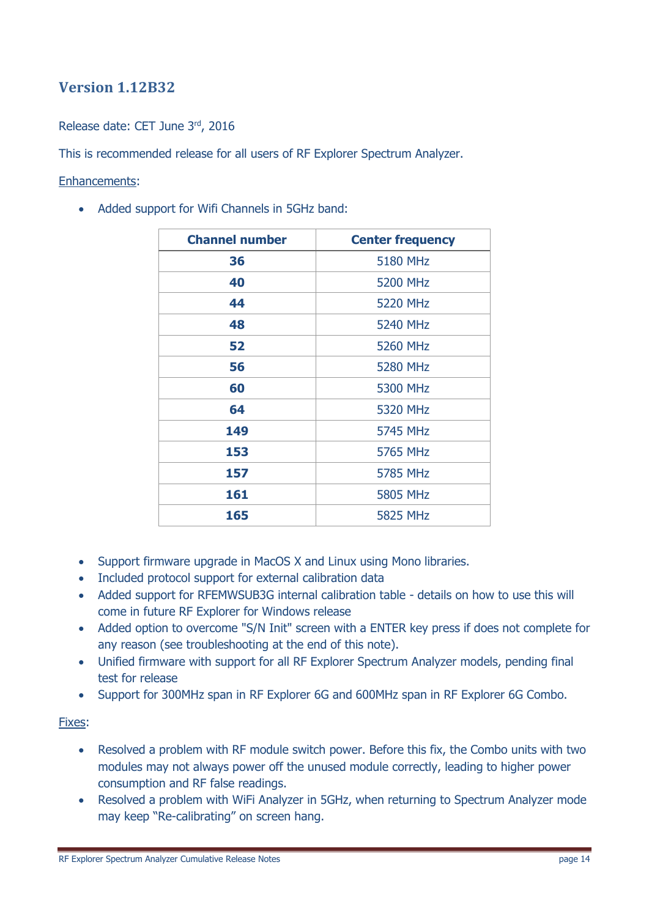## Version 1.12B32

Release date: CET June 3rd, 2016

This is recommended release for all users of RF Explorer Spectrum Analyzer.

Enhancements:

- Added support for Wifi Channels in 5GHz band:

| Channel number | Center frequency |
|---|---|
| **36** | 5180 MHz |
| **40** | 5200 MHz |
| **44** | 5220 MHz |
| **48** | 5240 MHz |
| **52** | 5260 MHz |
| **56** | 5280 MHz |
| **60** | 5300 MHz |
| **64** | 5320 MHz |
| **149** | 5745 MHz |
| **153** | 5765 MHz |
| **157** | 5785 MHz |
| **161** | 5805 MHz |
| **165** | 5825 MHz |

- Support firmware upgrade in MacOS X and Linux using Mono libraries.
- Included protocol support for external calibration data
- Added support for RFEMWSUB3G internal calibration table - details on how to use this will come in future RF Explorer for Windows release
- Added option to overcome "S/N Init" screen with a ENTER key press if does not complete for any reason (see troubleshooting at the end of this note).
- Unified firmware with support for all RF Explorer Spectrum Analyzer models, pending final test for release
- Support for 300MHz span in RF Explorer 6G and 600MHz span in RF Explorer 6G Combo.

Fixes:

- Resolved a problem with RF module switch power. Before this fix, the Combo units with two modules may not always power off the unused module correctly, leading to higher power consumption and RF false readings.
- Resolved a problem with WiFi Analyzer in 5GHz, when returning to Spectrum Analyzer mode may keep "Re-calibrating" on screen hang.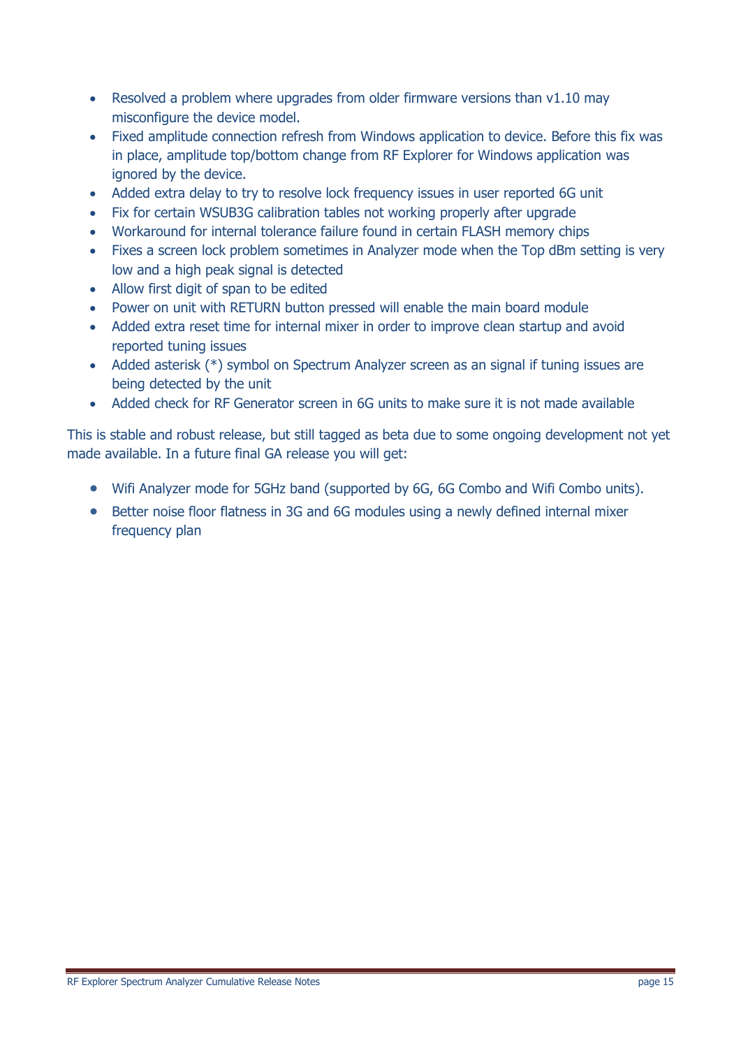- Resolved a problem where upgrades from older firmware versions than v1.10 may misconfigure the device model.
- Fixed amplitude connection refresh from Windows application to device. Before this fix was in place, amplitude top/bottom change from RF Explorer for Windows application was ignored by the device.
- Added extra delay to try to resolve lock frequency issues in user reported 6G unit
- Fix for certain WSUB3G calibration tables not working properly after upgrade
- Workaround for internal tolerance failure found in certain FLASH memory chips
- Fixes a screen lock problem sometimes in Analyzer mode when the Top dBm setting is very low and a high peak signal is detected
- Allow first digit of span to be edited
- Power on unit with RETURN button pressed will enable the main board module
- Added extra reset time for internal mixer in order to improve clean startup and avoid reported tuning issues
- Added asterisk (*) symbol on Spectrum Analyzer screen as an signal if tuning issues are being detected by the unit
- Added check for RF Generator screen in 6G units to make sure it is not made available

This is stable and robust release, but still tagged as beta due to some ongoing development not yet made available. In a future final GA release you will get:

- Wifi Analyzer mode for 5GHz band (supported by 6G, 6G Combo and Wifi Combo units).
- Better noise floor flatness in 3G and 6G modules using a newly defined internal mixer frequency plan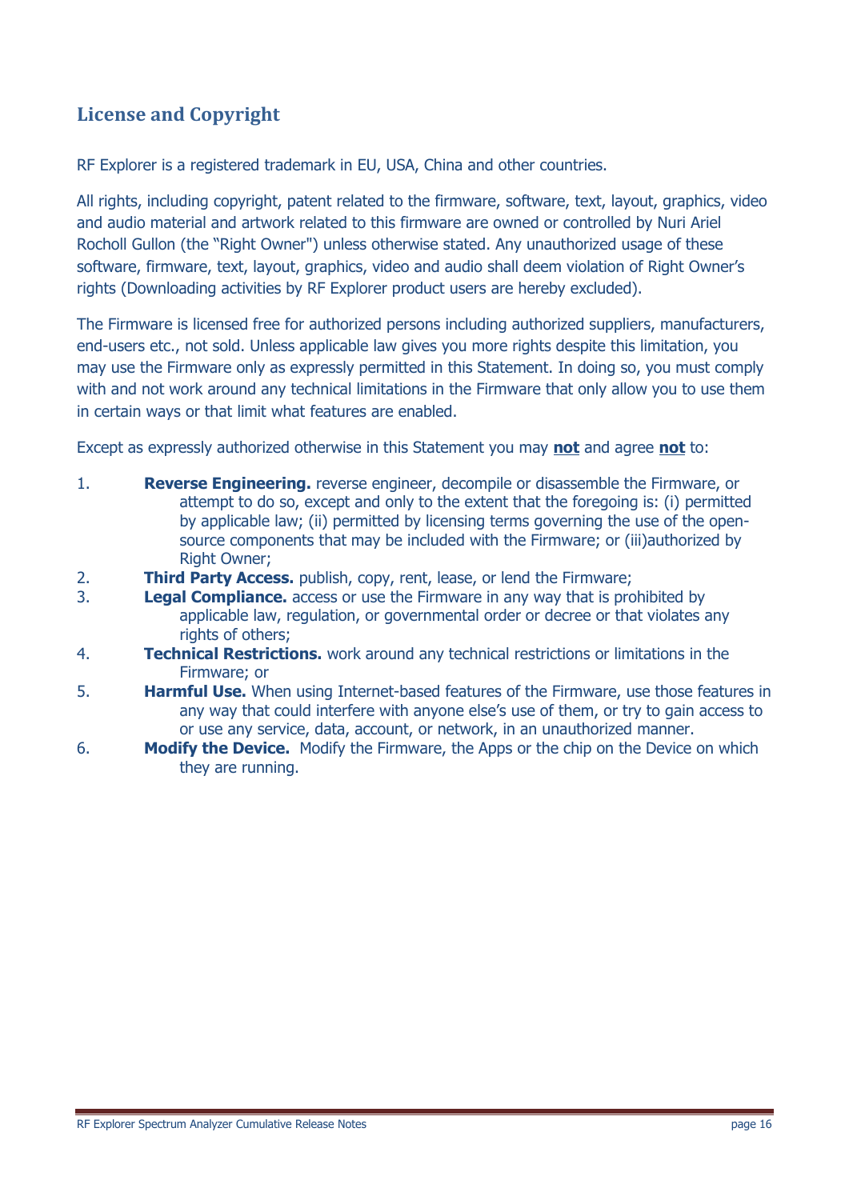## License and Copyright

RF Explorer is a registered trademark in EU, USA, China and other countries.

All rights, including copyright, patent related to the firmware, software, text, layout, graphics, video and audio material and artwork related to this firmware are owned or controlled by Nuri Ariel Rocholl Gullon (the "Right Owner") unless otherwise stated. Any unauthorized usage of these software, firmware, text, layout, graphics, video and audio shall deem violation of Right Owner's rights (Downloading activities by RF Explorer product users are hereby excluded).

The Firmware is licensed free for authorized persons including authorized suppliers, manufacturers, end-users etc., not sold. Unless applicable law gives you more rights despite this limitation, you may use the Firmware only as expressly permitted in this Statement. In doing so, you must comply with and not work around any technical limitations in the Firmware that only allow you to use them in certain ways or that limit what features are enabled.

Except as expressly authorized otherwise in this Statement you may **not** and agree **not** to:

1. **Reverse Engineering.** reverse engineer, decompile or disassemble the Firmware, or attempt to do so, except and only to the extent that the foregoing is: (i) permitted by applicable law; (ii) permitted by licensing terms governing the use of the open-source components that may be included with the Firmware; or (iii)authorized by Right Owner;
2. **Third Party Access.** publish, copy, rent, lease, or lend the Firmware;
3. **Legal Compliance.** access or use the Firmware in any way that is prohibited by applicable law, regulation, or governmental order or decree or that violates any rights of others;
4. **Technical Restrictions.** work around any technical restrictions or limitations in the Firmware; or
5. **Harmful Use.** When using Internet-based features of the Firmware, use those features in any way that could interfere with anyone else's use of them, or try to gain access to or use any service, data, account, or network, in an unauthorized manner.
6. **Modify the Device.** Modify the Firmware, the Apps or the chip on the Device on which they are running.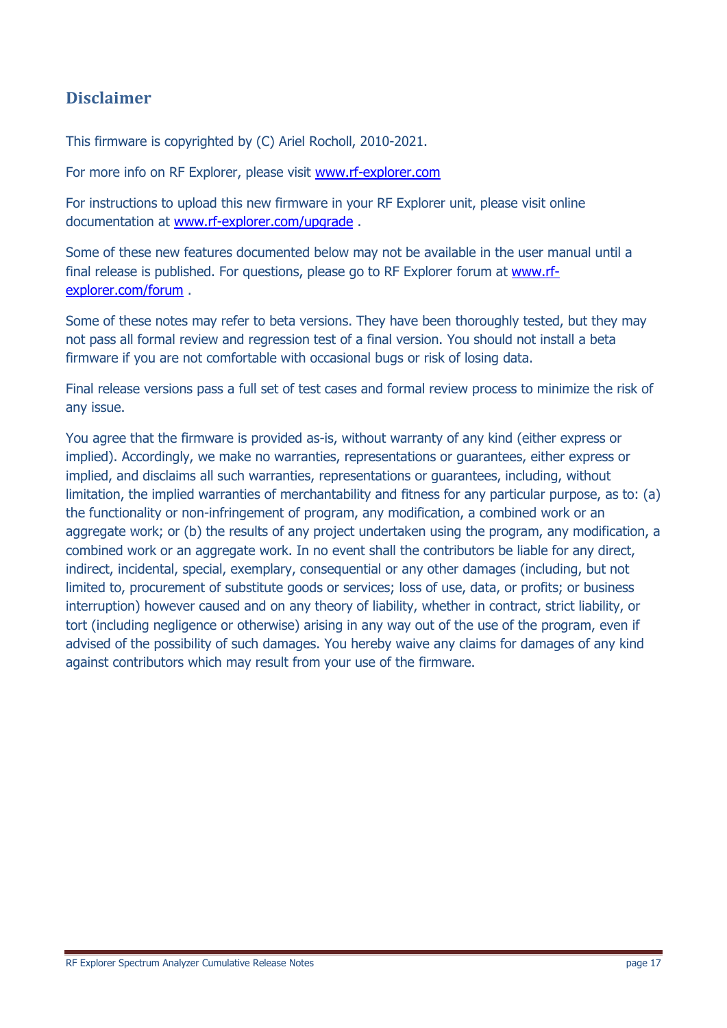## Disclaimer

This firmware is copyrighted by (C) Ariel Rocholl, 2010-2021.

For more info on RF Explorer, please visit [www.rf-explorer.com](http://www.rf-explorer.com)

For instructions to upload this new firmware in your RF Explorer unit, please visit online documentation at [www.rf-explorer.com/upgrade](http://www.rf-explorer.com/upgrade) .

Some of these new features documented below may not be available in the user manual until a final release is published. For questions, please go to RF Explorer forum at [www.rf-explorer.com/forum](http://www.rf-explorer.com/forum) .

Some of these notes may refer to beta versions. They have been thoroughly tested, but they may not pass all formal review and regression test of a final version. You should not install a beta firmware if you are not comfortable with occasional bugs or risk of losing data.

Final release versions pass a full set of test cases and formal review process to minimize the risk of any issue.

You agree that the firmware is provided as-is, without warranty of any kind (either express or implied). Accordingly, we make no warranties, representations or guarantees, either express or implied, and disclaims all such warranties, representations or guarantees, including, without limitation, the implied warranties of merchantability and fitness for any particular purpose, as to: (a) the functionality or non-infringement of program, any modification, a combined work or an aggregate work; or (b) the results of any project undertaken using the program, any modification, a combined work or an aggregate work. In no event shall the contributors be liable for any direct, indirect, incidental, special, exemplary, consequential or any other damages (including, but not limited to, procurement of substitute goods or services; loss of use, data, or profits; or business interruption) however caused and on any theory of liability, whether in contract, strict liability, or tort (including negligence or otherwise) arising in any way out of the use of the program, even if advised of the possibility of such damages. You hereby waive any claims for damages of any kind against contributors which may result from your use of the firmware.